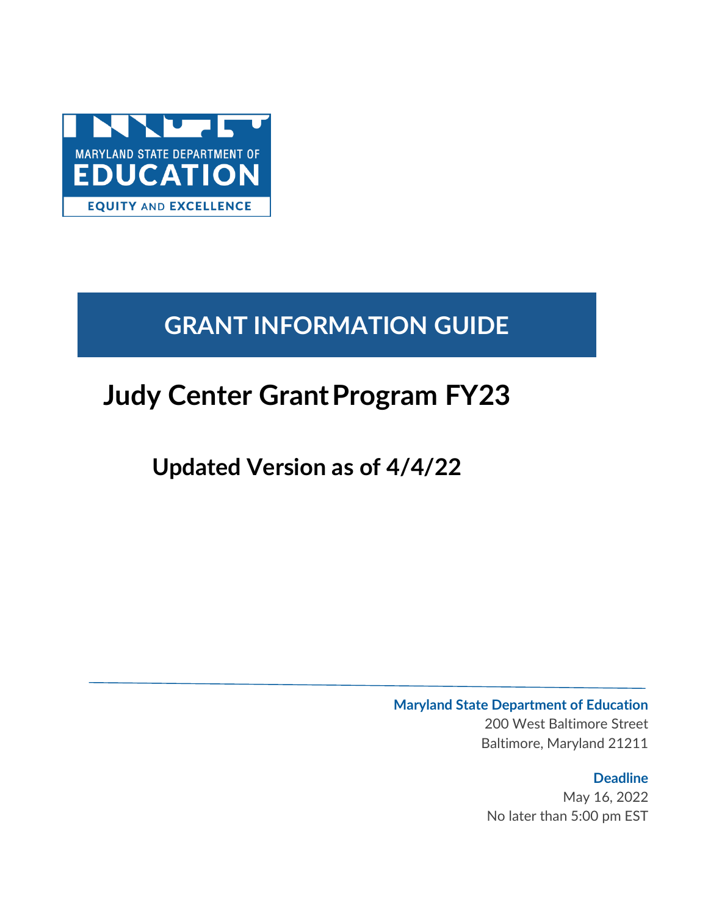MARYLAND STATE DEPARTMENT OF

EDUCATION

EQUITY AND EXCELLENCE

# GRANT INFORMATION GUIDE

# Judy Center Grant Program FY23

## Updated Version as of 4/4/22

**Maryland State Department of Education**
200 West Baltimore Street
Baltimore, Maryland 21211

**Deadline**
May 16, 2022
No later than 5:00 pm EST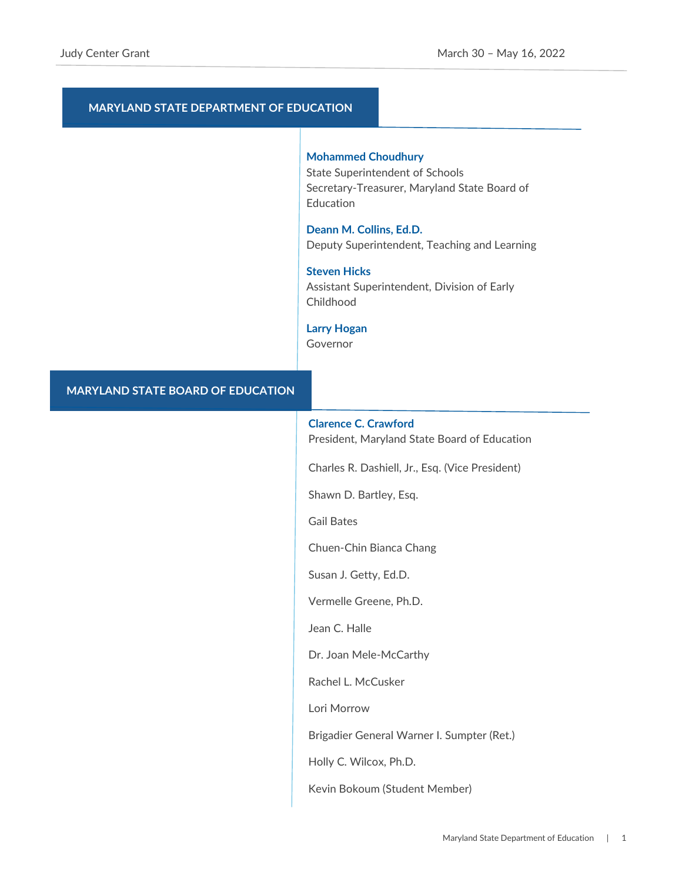## MARYLAND STATE DEPARTMENT OF EDUCATION

**Mohammed Choudhury**
State Superintendent of Schools
Secretary-Treasurer, Maryland State Board of Education

**Deann M. Collins, Ed.D.**
Deputy Superintendent, Teaching and Learning

**Steven Hicks**
Assistant Superintendent, Division of Early Childhood

**Larry Hogan**
Governor

## MARYLAND STATE BOARD OF EDUCATION

**Clarence C. Crawford**
President, Maryland State Board of Education

Charles R. Dashiell, Jr., Esq. (Vice President)

Shawn D. Bartley, Esq.

Gail Bates

Chuen-Chin Bianca Chang

Susan J. Getty, Ed.D.

Vermelle Greene, Ph.D.

Jean C. Halle

Dr. Joan Mele-McCarthy

Rachel L. McCusker

Lori Morrow

Brigadier General Warner I. Sumpter (Ret.)

Holly C. Wilcox, Ph.D.

Kevin Bokoum (Student Member)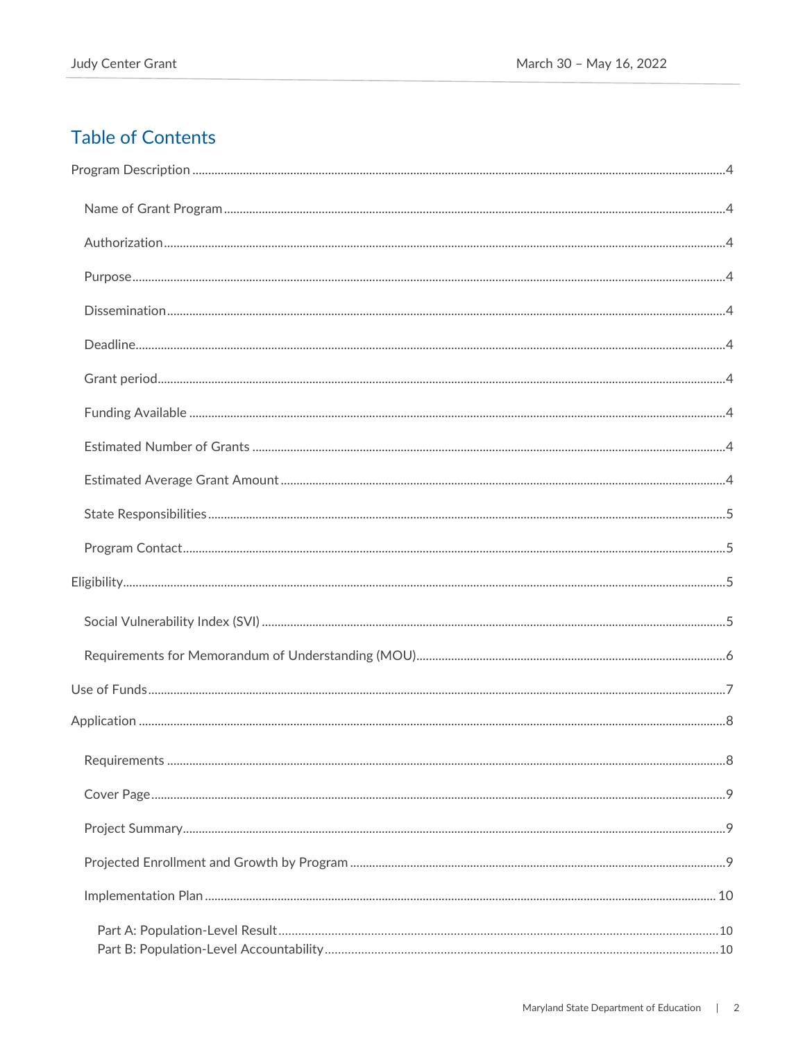## Table of Contents

- Program Description ....................................................4
  - Name of Grant Program ....................................................4
  - Authorization ....................................................4
  - Purpose ....................................................4
  - Dissemination ....................................................4
  - Deadline ....................................................4
  - Grant period ....................................................4
  - Funding Available ....................................................4
  - Estimated Number of Grants ....................................................4
  - Estimated Average Grant Amount ....................................................4
  - State Responsibilities ....................................................5
  - Program Contact ....................................................5
- Eligibility ....................................................5
  - Social Vulnerability Index (SVI) ....................................................5
  - Requirements for Memorandum of Understanding (MOU) ....................................................6
- Use of Funds ....................................................7
- Application ....................................................8
  - Requirements ....................................................8
  - Cover Page ....................................................9
  - Project Summary ....................................................9
  - Projected Enrollment and Growth by Program ....................................................9
  - Implementation Plan ....................................................10
    - Part A: Population-Level Result ....................................................10
    - Part B: Population-Level Accountability ....................................................10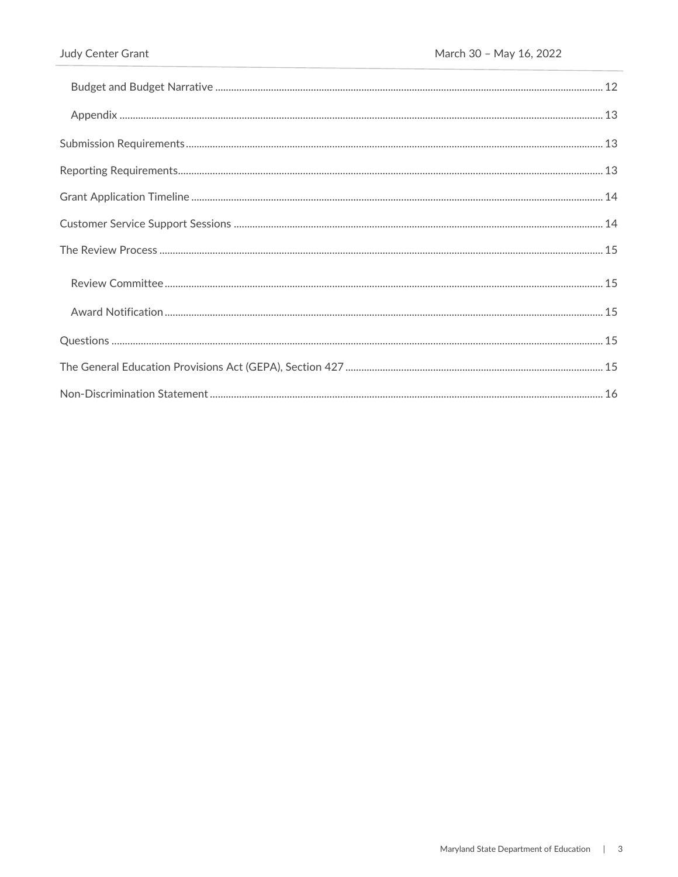- Budget and Budget Narrative ........ 12
- Appendix ........ 13

Submission Requirements ........ 13

Reporting Requirements ........ 13

Grant Application Timeline ........ 14

Customer Service Support Sessions ........ 14

The Review Process ........ 15

- Review Committee ........ 15
- Award Notification ........ 15

Questions ........ 15

The General Education Provisions Act (GEPA), Section 427 ........ 15

Non-Discrimination Statement ........ 16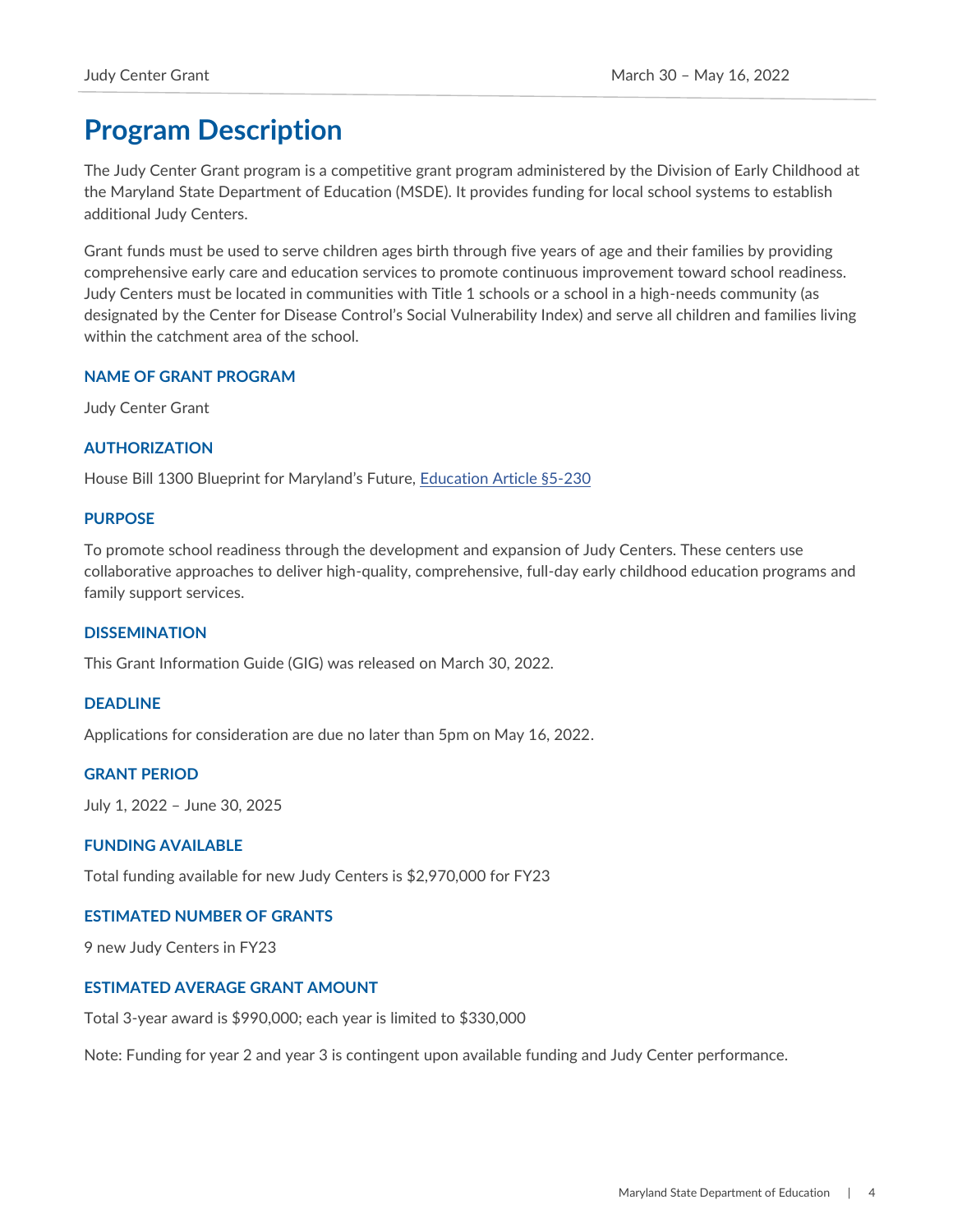# Program Description

The Judy Center Grant program is a competitive grant program administered by the Division of Early Childhood at the Maryland State Department of Education (MSDE). It provides funding for local school systems to establish additional Judy Centers.

Grant funds must be used to serve children ages birth through five years of age and their families by providing comprehensive early care and education services to promote continuous improvement toward school readiness. Judy Centers must be located in communities with Title 1 schools or a school in a high-needs community (as designated by the Center for Disease Control's Social Vulnerability Index) and serve all children and families living within the catchment area of the school.

### NAME OF GRANT PROGRAM

Judy Center Grant

### AUTHORIZATION

House Bill 1300 Blueprint for Maryland's Future, Education Article §5-230

### PURPOSE

To promote school readiness through the development and expansion of Judy Centers. These centers use collaborative approaches to deliver high-quality, comprehensive, full-day early childhood education programs and family support services.

### DISSEMINATION

This Grant Information Guide (GIG) was released on March 30, 2022.

### DEADLINE

Applications for consideration are due no later than 5pm on May 16, 2022.

### GRANT PERIOD

July 1, 2022 – June 30, 2025

### FUNDING AVAILABLE

Total funding available for new Judy Centers is $2,970,000 for FY23

### ESTIMATED NUMBER OF GRANTS

9 new Judy Centers in FY23

### ESTIMATED AVERAGE GRANT AMOUNT

Total 3-year award is $990,000; each year is limited to $330,000

Note: Funding for year 2 and year 3 is contingent upon available funding and Judy Center performance.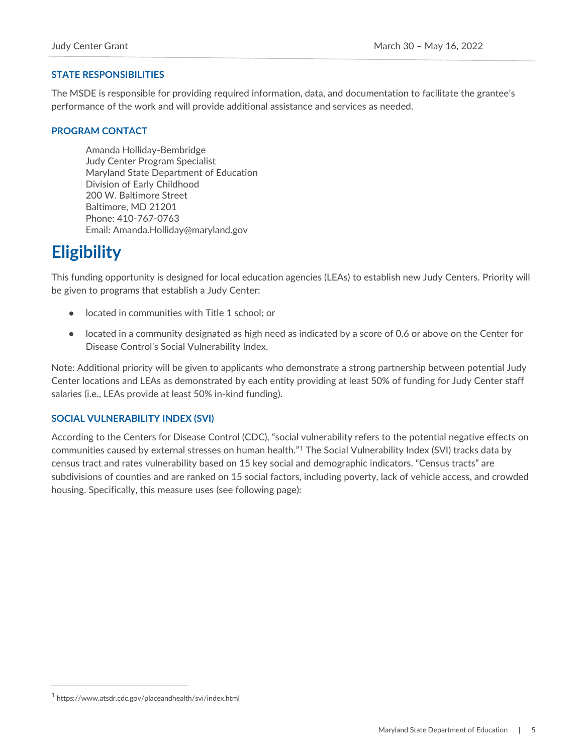### STATE RESPONSIBILITIES

The MSDE is responsible for providing required information, data, and documentation to facilitate the grantee's performance of the work and will provide additional assistance and services as needed.

### PROGRAM CONTACT

Amanda Holliday-Bembridge
Judy Center Program Specialist
Maryland State Department of Education
Division of Early Childhood
200 W. Baltimore Street
Baltimore, MD 21201
Phone: 410-767-0763
Email: Amanda.Holliday@maryland.gov

# Eligibility

This funding opportunity is designed for local education agencies (LEAs) to establish new Judy Centers. Priority will be given to programs that establish a Judy Center:

- located in communities with Title 1 school; or
- located in a community designated as high need as indicated by a score of 0.6 or above on the Center for Disease Control's Social Vulnerability Index.

Note: Additional priority will be given to applicants who demonstrate a strong partnership between potential Judy Center locations and LEAs as demonstrated by each entity providing at least 50% of funding for Judy Center staff salaries (i.e., LEAs provide at least 50% in-kind funding).

### SOCIAL VULNERABILITY INDEX (SVI)

According to the Centers for Disease Control (CDC), "social vulnerability refers to the potential negative effects on communities caused by external stresses on human health."[1] The Social Vulnerability Index (SVI) tracks data by census tract and rates vulnerability based on 15 key social and demographic indicators. "Census tracts" are subdivisions of counties and are ranked on 15 social factors, including poverty, lack of vehicle access, and crowded housing. Specifically, this measure uses (see following page):

[1] https://www.atsdr.cdc.gov/placeandhealth/svi/index.html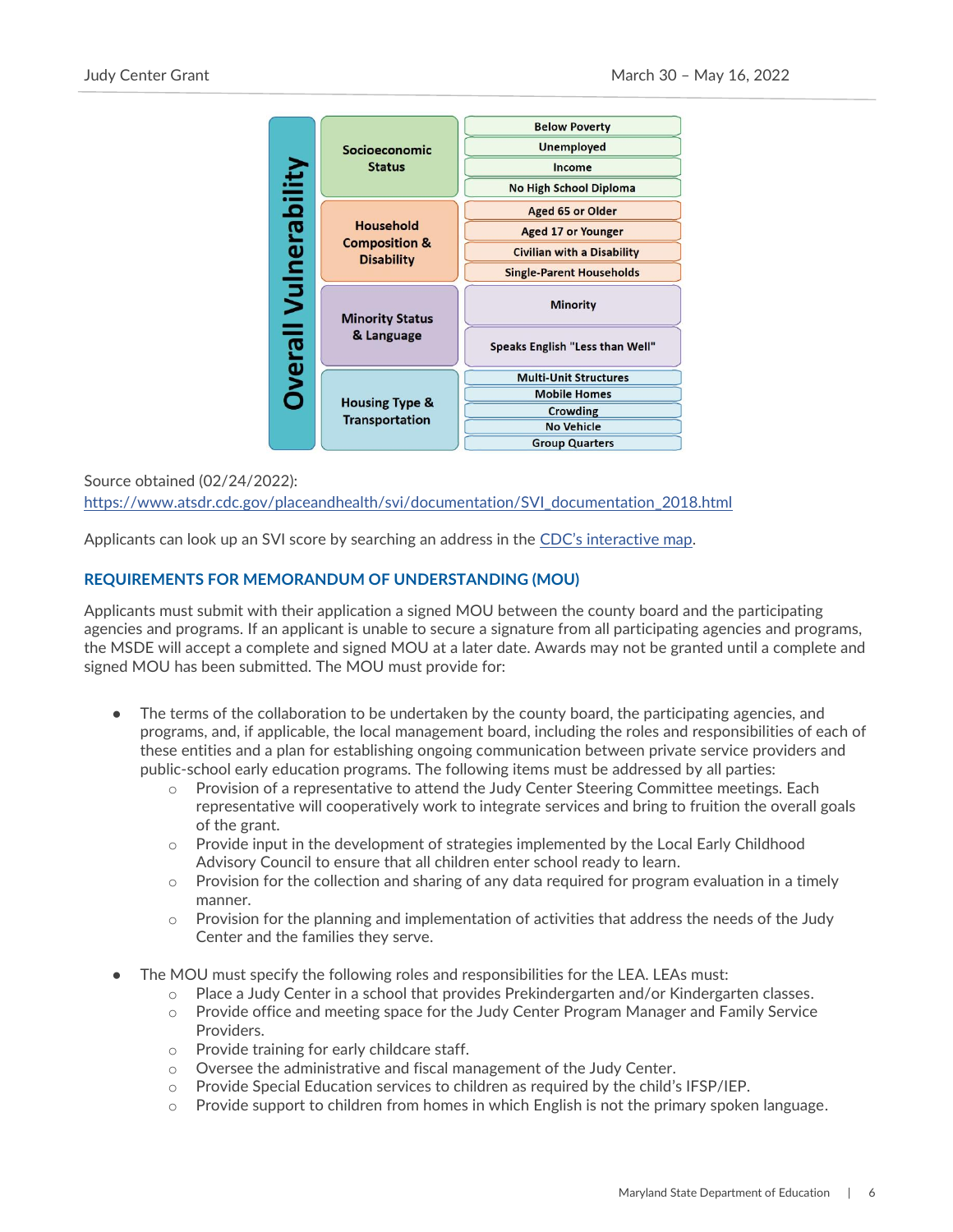| Overall Vulnerability | | |
|---|---|---|
| Socioeconomic Status | Below Poverty | |
| | Unemployed | |
| | Income | |
| | No High School Diploma | |
| Household Composition & Disability | Aged 65 or Older | |
| | Aged 17 or Younger | |
| | Civilian with a Disability | |
| | Single-Parent Households | |
| Minority Status & Language | Minority | |
| | Speaks English "Less than Well" | |
| Housing Type & Transportation | Multi-Unit Structures | |
| | Mobile Homes | |
| | Crowding | |
| | No Vehicle | |
| | Group Quarters | |

Source obtained (02/24/2022):
https://www.atsdr.cdc.gov/placeandhealth/svi/documentation/SVI_documentation_2018.html

Applicants can look up an SVI score by searching an address in the CDC's interactive map.

## REQUIREMENTS FOR MEMORANDUM OF UNDERSTANDING (MOU)

Applicants must submit with their application a signed MOU between the county board and the participating agencies and programs. If an applicant is unable to secure a signature from all participating agencies and programs, the MSDE will accept a complete and signed MOU at a later date. Awards may not be granted until a complete and signed MOU has been submitted. The MOU must provide for:

- The terms of the collaboration to be undertaken by the county board, the participating agencies, and programs, and, if applicable, the local management board, including the roles and responsibilities of each of these entities and a plan for establishing ongoing communication between private service providers and public-school early education programs. The following items must be addressed by all parties:
  - Provision of a representative to attend the Judy Center Steering Committee meetings. Each representative will cooperatively work to integrate services and bring to fruition the overall goals of the grant.
  - Provide input in the development of strategies implemented by the Local Early Childhood Advisory Council to ensure that all children enter school ready to learn.
  - Provision for the collection and sharing of any data required for program evaluation in a timely manner.
  - Provision for the planning and implementation of activities that address the needs of the Judy Center and the families they serve.

- The MOU must specify the following roles and responsibilities for the LEA. LEAs must:
  - Place a Judy Center in a school that provides Prekindergarten and/or Kindergarten classes.
  - Provide office and meeting space for the Judy Center Program Manager and Family Service Providers.
  - Provide training for early childcare staff.
  - Oversee the administrative and fiscal management of the Judy Center.
  - Provide Special Education services to children as required by the child's IFSP/IEP.
  - Provide support to children from homes in which English is not the primary spoken language.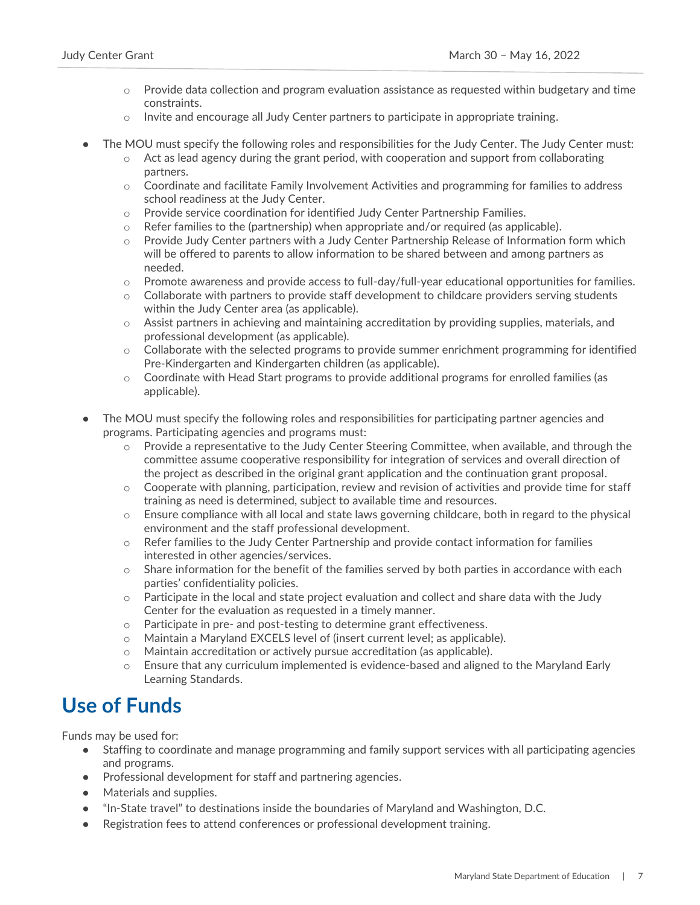- Provide data collection and program evaluation assistance as requested within budgetary and time constraints.
  - Invite and encourage all Judy Center partners to participate in appropriate training.

- The MOU must specify the following roles and responsibilities for the Judy Center. The Judy Center must:
  - Act as lead agency during the grant period, with cooperation and support from collaborating partners.
  - Coordinate and facilitate Family Involvement Activities and programming for families to address school readiness at the Judy Center.
  - Provide service coordination for identified Judy Center Partnership Families.
  - Refer families to the (partnership) when appropriate and/or required (as applicable).
  - Provide Judy Center partners with a Judy Center Partnership Release of Information form which will be offered to parents to allow information to be shared between and among partners as needed.
  - Promote awareness and provide access to full-day/full-year educational opportunities for families.
  - Collaborate with partners to provide staff development to childcare providers serving students within the Judy Center area (as applicable).
  - Assist partners in achieving and maintaining accreditation by providing supplies, materials, and professional development (as applicable).
  - Collaborate with the selected programs to provide summer enrichment programming for identified Pre-Kindergarten and Kindergarten children (as applicable).
  - Coordinate with Head Start programs to provide additional programs for enrolled families (as applicable).

- The MOU must specify the following roles and responsibilities for participating partner agencies and programs. Participating agencies and programs must:
  - Provide a representative to the Judy Center Steering Committee, when available, and through the committee assume cooperative responsibility for integration of services and overall direction of the project as described in the original grant application and the continuation grant proposal.
  - Cooperate with planning, participation, review and revision of activities and provide time for staff training as need is determined, subject to available time and resources.
  - Ensure compliance with all local and state laws governing childcare, both in regard to the physical environment and the staff professional development.
  - Refer families to the Judy Center Partnership and provide contact information for families interested in other agencies/services.
  - Share information for the benefit of the families served by both parties in accordance with each parties' confidentiality policies.
  - Participate in the local and state project evaluation and collect and share data with the Judy Center for the evaluation as requested in a timely manner.
  - Participate in pre- and post-testing to determine grant effectiveness.
  - Maintain a Maryland EXCELS level of (insert current level; as applicable).
  - Maintain accreditation or actively pursue accreditation (as applicable).
  - Ensure that any curriculum implemented is evidence-based and aligned to the Maryland Early Learning Standards.

# Use of Funds

Funds may be used for:

- Staffing to coordinate and manage programming and family support services with all participating agencies and programs.
- Professional development for staff and partnering agencies.
- Materials and supplies.
- "In-State travel" to destinations inside the boundaries of Maryland and Washington, D.C.
- Registration fees to attend conferences or professional development training.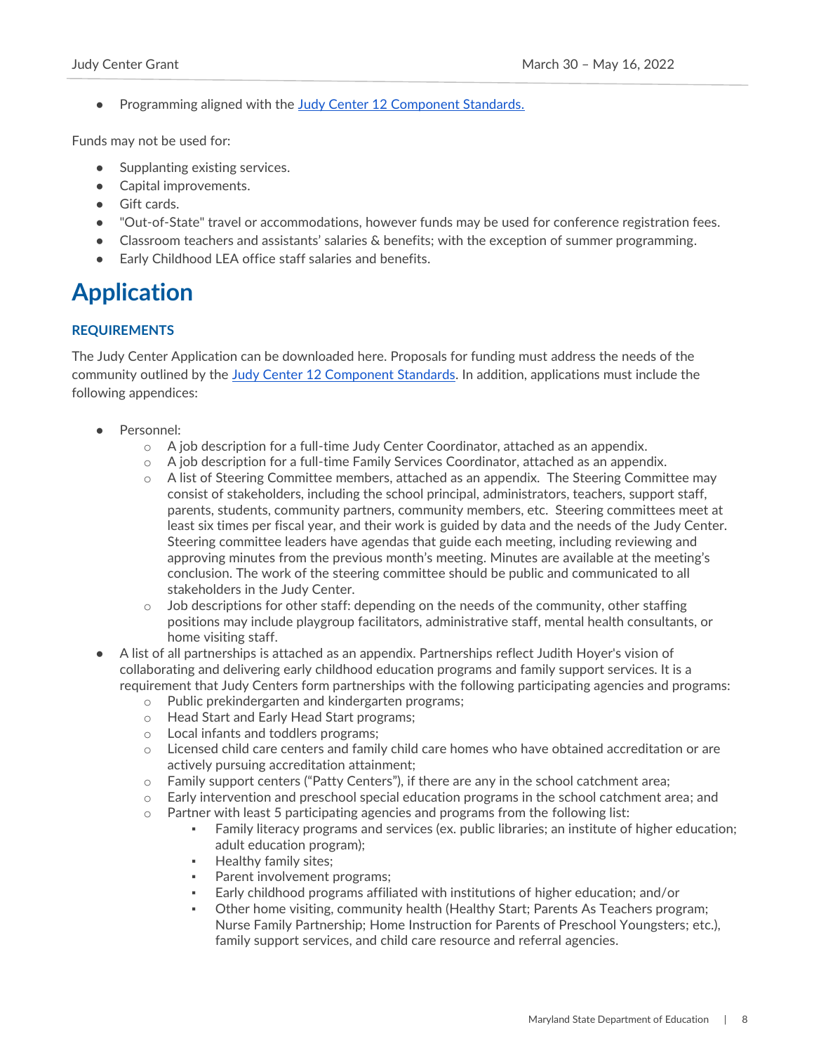- Programming aligned with the [Judy Center 12 Component Standards.](#)

Funds may not be used for:

- Supplanting existing services.
- Capital improvements.
- Gift cards.
- "Out-of-State" travel or accommodations, however funds may be used for conference registration fees.
- Classroom teachers and assistants' salaries & benefits; with the exception of summer programming.
- Early Childhood LEA office staff salaries and benefits.

# Application

### REQUIREMENTS

The Judy Center Application can be downloaded here. Proposals for funding must address the needs of the community outlined by the [Judy Center 12 Component Standards](#). In addition, applications must include the following appendices:

- Personnel:
  - A job description for a full-time Judy Center Coordinator, attached as an appendix.
  - A job description for a full-time Family Services Coordinator, attached as an appendix.
  - A list of Steering Committee members, attached as an appendix. The Steering Committee may consist of stakeholders, including the school principal, administrators, teachers, support staff, parents, students, community partners, community members, etc. Steering committees meet at least six times per fiscal year, and their work is guided by data and the needs of the Judy Center. Steering committee leaders have agendas that guide each meeting, including reviewing and approving minutes from the previous month's meeting. Minutes are available at the meeting's conclusion. The work of the steering committee should be public and communicated to all stakeholders in the Judy Center.
  - Job descriptions for other staff: depending on the needs of the community, other staffing positions may include playgroup facilitators, administrative staff, mental health consultants, or home visiting staff.
- A list of all partnerships is attached as an appendix. Partnerships reflect Judith Hoyer's vision of collaborating and delivering early childhood education programs and family support services. It is a requirement that Judy Centers form partnerships with the following participating agencies and programs:
  - Public prekindergarten and kindergarten programs;
  - Head Start and Early Head Start programs;
  - Local infants and toddlers programs;
  - Licensed child care centers and family child care homes who have obtained accreditation or are actively pursuing accreditation attainment;
  - Family support centers ("Patty Centers"), if there are any in the school catchment area;
  - Early intervention and preschool special education programs in the school catchment area; and
  - Partner with least 5 participating agencies and programs from the following list:
    - Family literacy programs and services (ex. public libraries; an institute of higher education; adult education program);
    - Healthy family sites;
    - Parent involvement programs;
    - Early childhood programs affiliated with institutions of higher education; and/or
    - Other home visiting, community health (Healthy Start; Parents As Teachers program; Nurse Family Partnership; Home Instruction for Parents of Preschool Youngsters; etc.), family support services, and child care resource and referral agencies.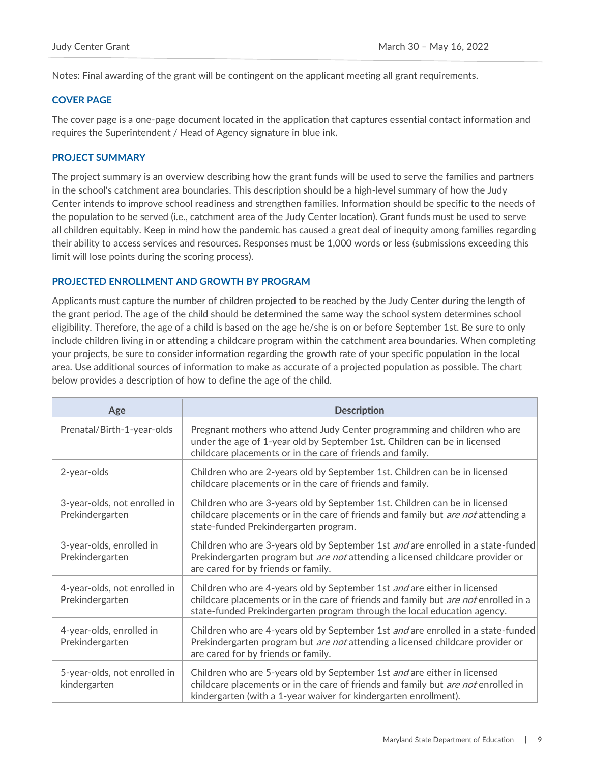Notes: Final awarding of the grant will be contingent on the applicant meeting all grant requirements.

## COVER PAGE

The cover page is a one-page document located in the application that captures essential contact information and requires the Superintendent / Head of Agency signature in blue ink.

## PROJECT SUMMARY

The project summary is an overview describing how the grant funds will be used to serve the families and partners in the school's catchment area boundaries. This description should be a high-level summary of how the Judy Center intends to improve school readiness and strengthen families. Information should be specific to the needs of the population to be served (i.e., catchment area of the Judy Center location). Grant funds must be used to serve all children equitably. Keep in mind how the pandemic has caused a great deal of inequity among families regarding their ability to access services and resources. Responses must be 1,000 words or less (submissions exceeding this limit will lose points during the scoring process).

## PROJECTED ENROLLMENT AND GROWTH BY PROGRAM

Applicants must capture the number of children projected to be reached by the Judy Center during the length of the grant period. The age of the child should be determined the same way the school system determines school eligibility. Therefore, the age of a child is based on the age he/she is on or before September 1st. Be sure to only include children living in or attending a childcare program within the catchment area boundaries. When completing your projects, be sure to consider information regarding the growth rate of your specific population in the local area. Use additional sources of information to make as accurate of a projected population as possible. The chart below provides a description of how to define the age of the child.

| Age | Description |
|---|---|
| Prenatal/Birth-1-year-olds | Pregnant mothers who attend Judy Center programming and children who are under the age of 1-year old by September 1st. Children can be in licensed childcare placements or in the care of friends and family. |
| 2-year-olds | Children who are 2-years old by September 1st. Children can be in licensed childcare placements or in the care of friends and family. |
| 3-year-olds, not enrolled in Prekindergarten | Children who are 3-years old by September 1st. Children can be in licensed childcare placements or in the care of friends and family but *are not* attending a state-funded Prekindergarten program. |
| 3-year-olds, enrolled in Prekindergarten | Children who are 3-years old by September 1st *and* are enrolled in a state-funded Prekindergarten program but *are not* attending a licensed childcare provider or are cared for by friends or family. |
| 4-year-olds, not enrolled in Prekindergarten | Children who are 4-years old by September 1st *and* are either in licensed childcare placements or in the care of friends and family but *are not* enrolled in a state-funded Prekindergarten program through the local education agency. |
| 4-year-olds, enrolled in Prekindergarten | Children who are 4-years old by September 1st *and* are enrolled in a state-funded Prekindergarten program but *are not* attending a licensed childcare provider or are cared for by friends or family. |
| 5-year-olds, not enrolled in kindergarten | Children who are 5-years old by September 1st *and* are either in licensed childcare placements or in the care of friends and family but *are not* enrolled in kindergarten (with a 1-year waiver for kindergarten enrollment). |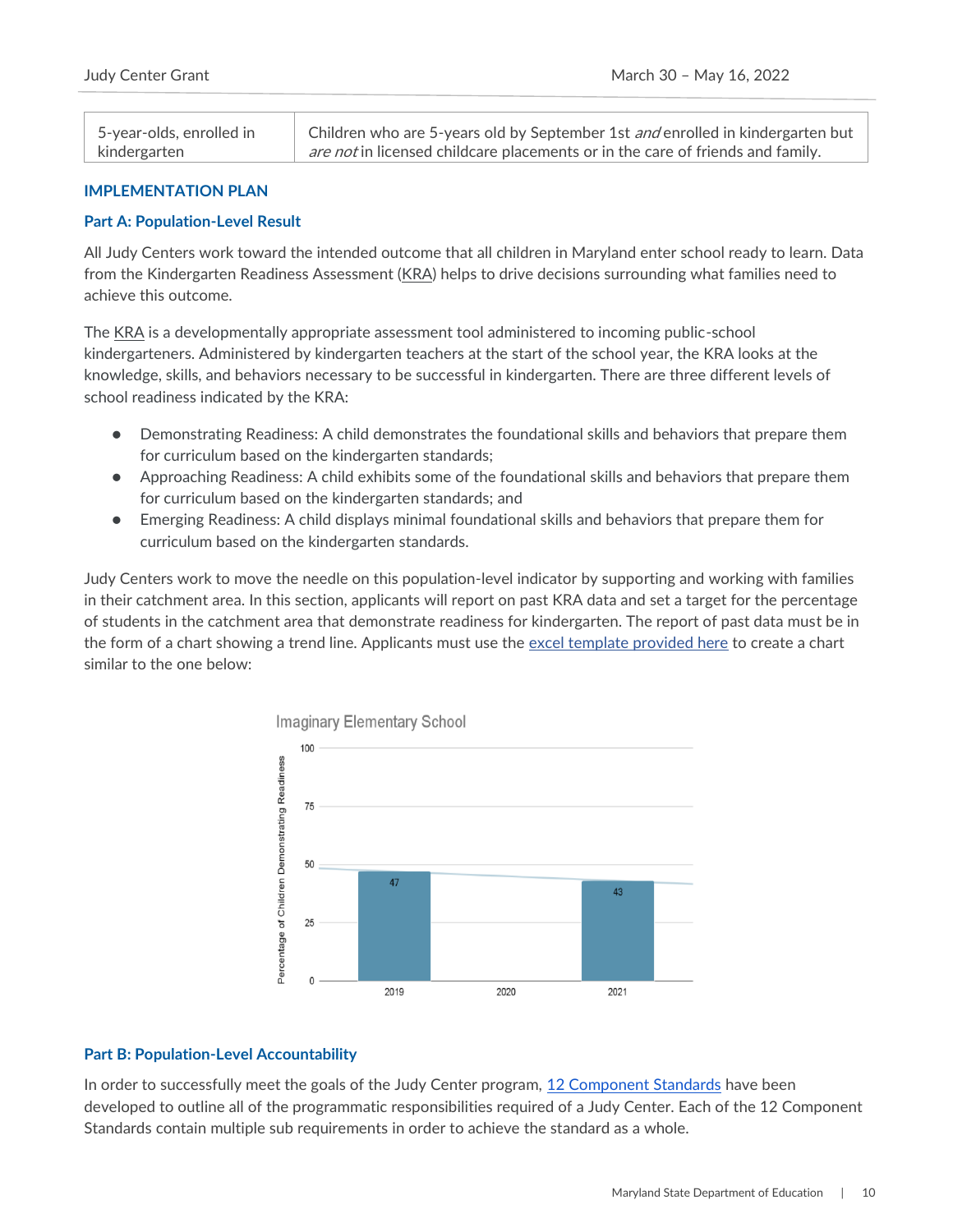| 5-year-olds, enrolled in kindergarten | Children who are 5-years old by September 1st *and* enrolled in kindergarten but *are not* in licensed childcare placements or in the care of friends and family. |
|---|---|

## IMPLEMENTATION PLAN

### Part A: Population-Level Result

All Judy Centers work toward the intended outcome that all children in Maryland enter school ready to learn. Data from the Kindergarten Readiness Assessment (KRA) helps to drive decisions surrounding what families need to achieve this outcome.

The KRA is a developmentally appropriate assessment tool administered to incoming public-school kindergarteners. Administered by kindergarten teachers at the start of the school year, the KRA looks at the knowledge, skills, and behaviors necessary to be successful in kindergarten. There are three different levels of school readiness indicated by the KRA:

- Demonstrating Readiness: A child demonstrates the foundational skills and behaviors that prepare them for curriculum based on the kindergarten standards;
- Approaching Readiness: A child exhibits some of the foundational skills and behaviors that prepare them for curriculum based on the kindergarten standards; and
- Emerging Readiness: A child displays minimal foundational skills and behaviors that prepare them for curriculum based on the kindergarten standards.

Judy Centers work to move the needle on this population-level indicator by supporting and working with families in their catchment area. In this section, applicants will report on past KRA data and set a target for the percentage of students in the catchment area that demonstrate readiness for kindergarten. The report of past data must be in the form of a chart showing a trend line. Applicants must use the excel template provided here to create a chart similar to the one below:

### Part B: Population-Level Accountability

In order to successfully meet the goals of the Judy Center program, 12 Component Standards have been developed to outline all of the programmatic responsibilities required of a Judy Center. Each of the 12 Component Standards contain multiple sub requirements in order to achieve the standard as a whole.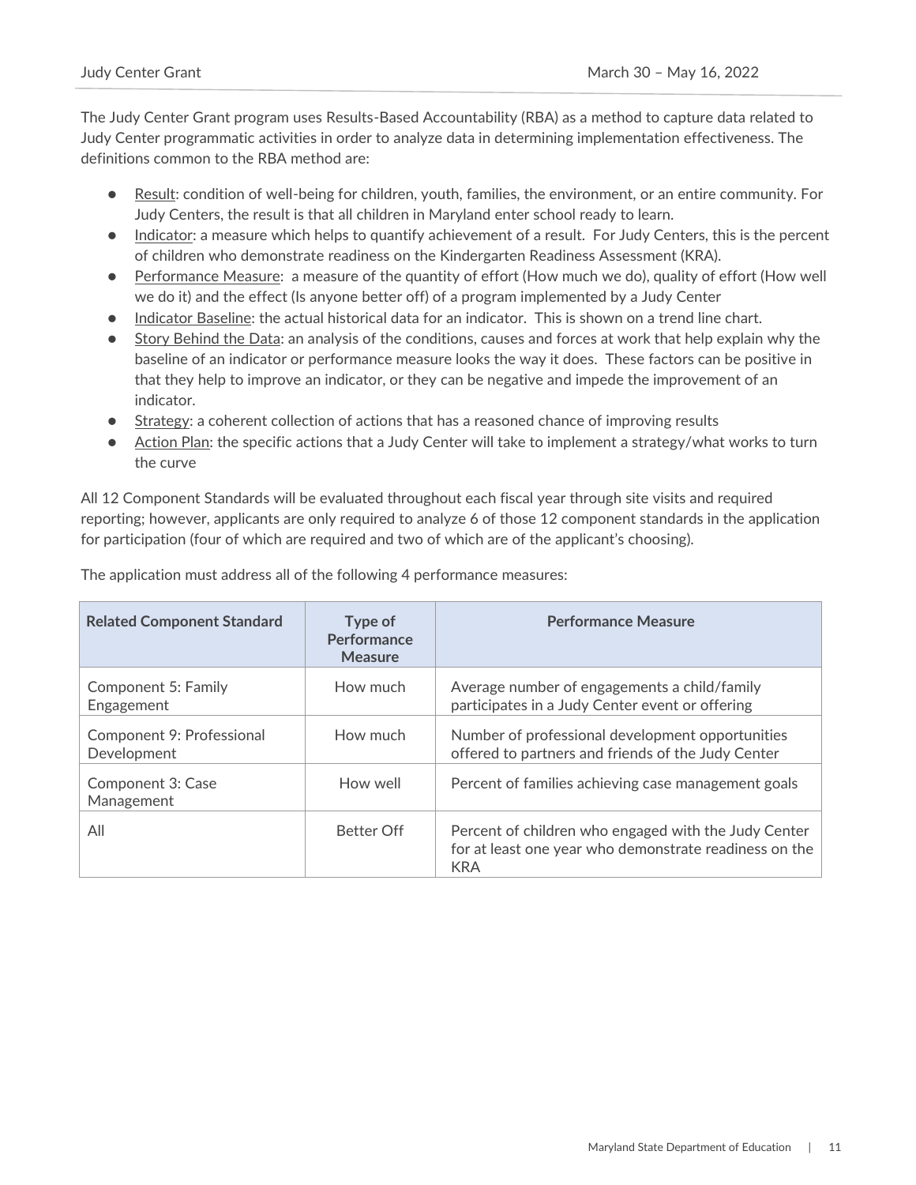The Judy Center Grant program uses Results-Based Accountability (RBA) as a method to capture data related to Judy Center programmatic activities in order to analyze data in determining implementation effectiveness. The definitions common to the RBA method are:

- Result: condition of well-being for children, youth, families, the environment, or an entire community. For Judy Centers, the result is that all children in Maryland enter school ready to learn.
- Indicator: a measure which helps to quantify achievement of a result. For Judy Centers, this is the percent of children who demonstrate readiness on the Kindergarten Readiness Assessment (KRA).
- Performance Measure: a measure of the quantity of effort (How much we do), quality of effort (How well we do it) and the effect (Is anyone better off) of a program implemented by a Judy Center
- Indicator Baseline: the actual historical data for an indicator. This is shown on a trend line chart.
- Story Behind the Data: an analysis of the conditions, causes and forces at work that help explain why the baseline of an indicator or performance measure looks the way it does. These factors can be positive in that they help to improve an indicator, or they can be negative and impede the improvement of an indicator.
- Strategy: a coherent collection of actions that has a reasoned chance of improving results
- Action Plan: the specific actions that a Judy Center will take to implement a strategy/what works to turn the curve

All 12 Component Standards will be evaluated throughout each fiscal year through site visits and required reporting; however, applicants are only required to analyze 6 of those 12 component standards in the application for participation (four of which are required and two of which are of the applicant's choosing).

The application must address all of the following 4 performance measures:

| Related Component Standard | Type of Performance Measure | Performance Measure |
|---|---|---|
| Component 5: Family Engagement | How much | Average number of engagements a child/family participates in a Judy Center event or offering |
| Component 9: Professional Development | How much | Number of professional development opportunities offered to partners and friends of the Judy Center |
| Component 3: Case Management | How well | Percent of families achieving case management goals |
| All | Better Off | Percent of children who engaged with the Judy Center for at least one year who demonstrate readiness on the KRA |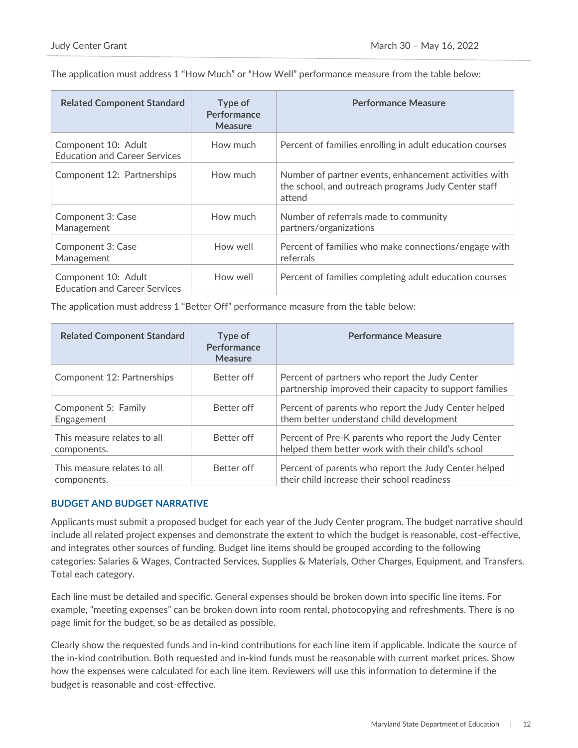The application must address 1 "How Much" or "How Well" performance measure from the table below:

| Related Component Standard | Type of Performance Measure | Performance Measure |
|---|---|---|
| Component 10: Adult Education and Career Services | How much | Percent of families enrolling in adult education courses |
| Component 12: Partnerships | How much | Number of partner events, enhancement activities with the school, and outreach programs Judy Center staff attend |
| Component 3: Case Management | How much | Number of referrals made to community partners/organizations |
| Component 3: Case Management | How well | Percent of families who make connections/engage with referrals |
| Component 10: Adult Education and Career Services | How well | Percent of families completing adult education courses |

The application must address 1 "Better Off" performance measure from the table below:

| Related Component Standard | Type of Performance Measure | Performance Measure |
|---|---|---|
| Component 12: Partnerships | Better off | Percent of partners who report the Judy Center partnership improved their capacity to support families |
| Component 5: Family Engagement | Better off | Percent of parents who report the Judy Center helped them better understand child development |
| This measure relates to all components. | Better off | Percent of Pre-K parents who report the Judy Center helped them better work with their child's school |
| This measure relates to all components. | Better off | Percent of parents who report the Judy Center helped their child increase their school readiness |

## BUDGET AND BUDGET NARRATIVE

Applicants must submit a proposed budget for each year of the Judy Center program. The budget narrative should include all related project expenses and demonstrate the extent to which the budget is reasonable, cost-effective, and integrates other sources of funding. Budget line items should be grouped according to the following categories: Salaries & Wages, Contracted Services, Supplies & Materials, Other Charges, Equipment, and Transfers. Total each category.

Each line must be detailed and specific. General expenses should be broken down into specific line items. For example, "meeting expenses" can be broken down into room rental, photocopying and refreshments. There is no page limit for the budget, so be as detailed as possible.

Clearly show the requested funds and in-kind contributions for each line item if applicable. Indicate the source of the in-kind contribution. Both requested and in-kind funds must be reasonable with current market prices. Show how the expenses were calculated for each line item. Reviewers will use this information to determine if the budget is reasonable and cost-effective.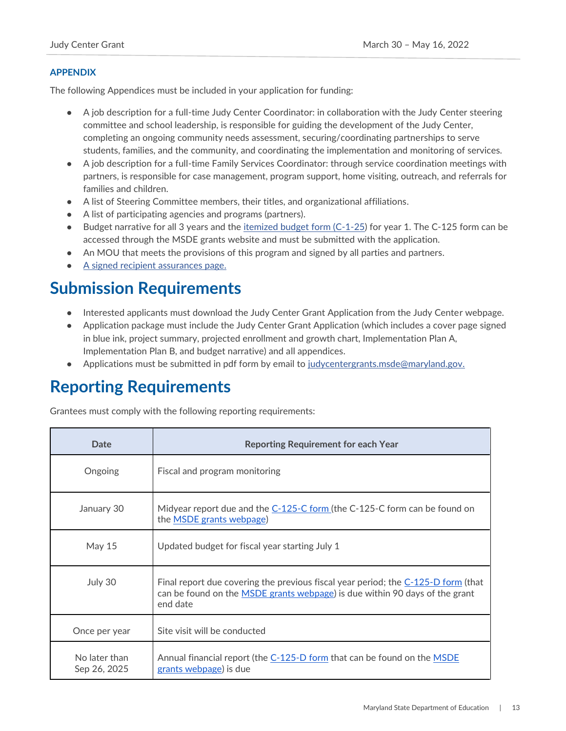### APPENDIX

The following Appendices must be included in your application for funding:

- A job description for a full-time Judy Center Coordinator: in collaboration with the Judy Center steering committee and school leadership, is responsible for guiding the development of the Judy Center, completing an ongoing community needs assessment, securing/coordinating partnerships to serve students, families, and the community, and coordinating the implementation and monitoring of services.
- A job description for a full-time Family Services Coordinator: through service coordination meetings with partners, is responsible for case management, program support, home visiting, outreach, and referrals for families and children.
- A list of Steering Committee members, their titles, and organizational affiliations.
- A list of participating agencies and programs (partners).
- Budget narrative for all 3 years and the itemized budget form (C-1-25) for year 1. The C-125 form can be accessed through the MSDE grants website and must be submitted with the application.
- An MOU that meets the provisions of this program and signed by all parties and partners.
- A signed recipient assurances page.

# Submission Requirements

- Interested applicants must download the Judy Center Grant Application from the Judy Center webpage.
- Application package must include the Judy Center Grant Application (which includes a cover page signed in blue ink, project summary, projected enrollment and growth chart, Implementation Plan A, Implementation Plan B, and budget narrative) and all appendices.
- Applications must be submitted in pdf form by email to judycentergrants.msde@maryland.gov.

# Reporting Requirements

Grantees must comply with the following reporting requirements:

| Date | Reporting Requirement for each Year |
|---|---|
| Ongoing | Fiscal and program monitoring |
| January 30 | Midyear report due and the C-125-C form (the C-125-C form can be found on the MSDE grants webpage) |
| May 15 | Updated budget for fiscal year starting July 1 |
| July 30 | Final report due covering the previous fiscal year period; the C-125-D form (that can be found on the MSDE grants webpage) is due within 90 days of the grant end date |
| Once per year | Site visit will be conducted |
| No later than Sep 26, 2025 | Annual financial report (the C-125-D form that can be found on the MSDE grants webpage) is due |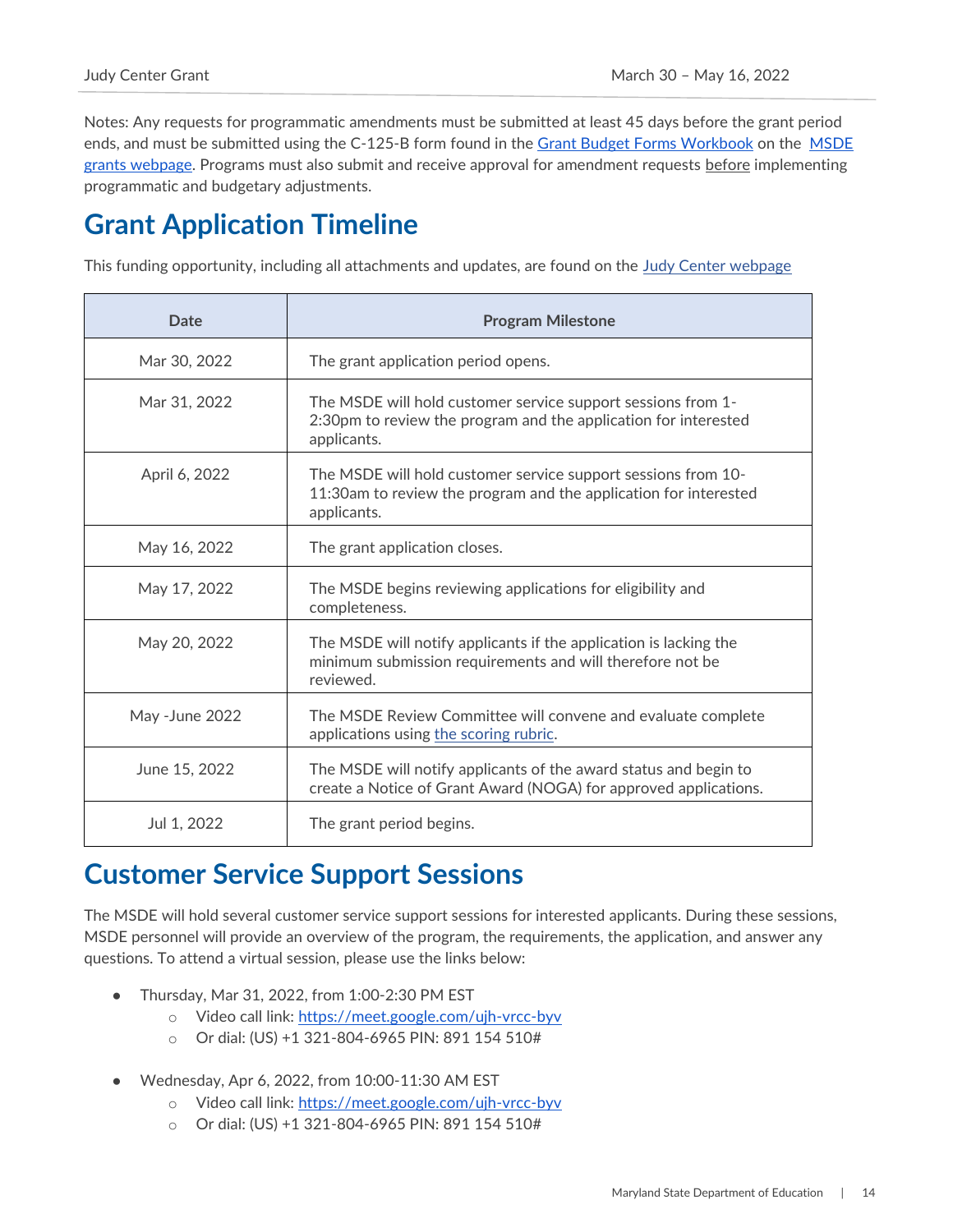Notes: Any requests for programmatic amendments must be submitted at least 45 days before the grant period ends, and must be submitted using the C-125-B form found in the [Grant Budget Forms Workbook](#) on the [MSDE grants webpage](#). Programs must also submit and receive approval for amendment requests before implementing programmatic and budgetary adjustments.

# Grant Application Timeline

This funding opportunity, including all attachments and updates, are found on the [Judy Center webpage](#)

| Date | Program Milestone |
|---|---|
| Mar 30, 2022 | The grant application period opens. |
| Mar 31, 2022 | The MSDE will hold customer service support sessions from 1-2:30pm to review the program and the application for interested applicants. |
| April 6, 2022 | The MSDE will hold customer service support sessions from 10-11:30am to review the program and the application for interested applicants. |
| May 16, 2022 | The grant application closes. |
| May 17, 2022 | The MSDE begins reviewing applications for eligibility and completeness. |
| May 20, 2022 | The MSDE will notify applicants if the application is lacking the minimum submission requirements and will therefore not be reviewed. |
| May -June 2022 | The MSDE Review Committee will convene and evaluate complete applications using [the scoring rubric](#). |
| June 15, 2022 | The MSDE will notify applicants of the award status and begin to create a Notice of Grant Award (NOGA) for approved applications. |
| Jul 1, 2022 | The grant period begins. |

# Customer Service Support Sessions

The MSDE will hold several customer service support sessions for interested applicants. During these sessions, MSDE personnel will provide an overview of the program, the requirements, the application, and answer any questions. To attend a virtual session, please use the links below:

- Thursday, Mar 31, 2022, from 1:00-2:30 PM EST
  - Video call link: https://meet.google.com/ujh-vrcc-byv
  - Or dial: (US) +1 321-804-6965 PIN: 891 154 510#

- Wednesday, Apr 6, 2022, from 10:00-11:30 AM EST
  - Video call link: https://meet.google.com/ujh-vrcc-byv
  - Or dial: (US) +1 321-804-6965 PIN: 891 154 510#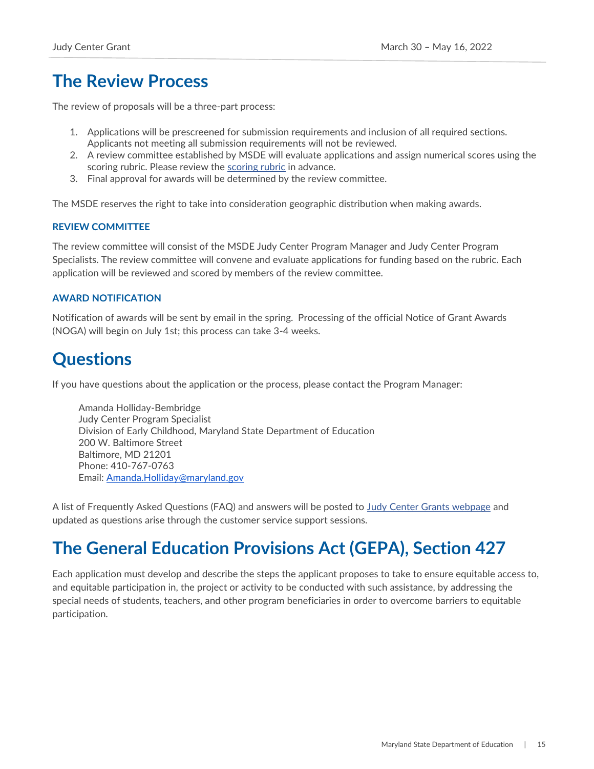# The Review Process

The review of proposals will be a three-part process:

1. Applications will be prescreened for submission requirements and inclusion of all required sections. Applicants not meeting all submission requirements will not be reviewed.
2. A review committee established by MSDE will evaluate applications and assign numerical scores using the scoring rubric. Please review the [scoring rubric]() in advance.
3. Final approval for awards will be determined by the review committee.

The MSDE reserves the right to take into consideration geographic distribution when making awards.

### REVIEW COMMITTEE

The review committee will consist of the MSDE Judy Center Program Manager and Judy Center Program Specialists. The review committee will convene and evaluate applications for funding based on the rubric. Each application will be reviewed and scored by members of the review committee.

### AWARD NOTIFICATION

Notification of awards will be sent by email in the spring. Processing of the official Notice of Grant Awards (NOGA) will begin on July 1st; this process can take 3-4 weeks.

# Questions

If you have questions about the application or the process, please contact the Program Manager:

Amanda Holliday-Bembridge
Judy Center Program Specialist
Division of Early Childhood, Maryland State Department of Education
200 W. Baltimore Street
Baltimore, MD 21201
Phone: 410-767-0763
Email: [Amanda.Holliday@maryland.gov](mailto:Amanda.Holliday@maryland.gov)

A list of Frequently Asked Questions (FAQ) and answers will be posted to [Judy Center Grants webpage]() and updated as questions arise through the customer service support sessions.

# The General Education Provisions Act (GEPA), Section 427

Each application must develop and describe the steps the applicant proposes to take to ensure equitable access to, and equitable participation in, the project or activity to be conducted with such assistance, by addressing the special needs of students, teachers, and other program beneficiaries in order to overcome barriers to equitable participation.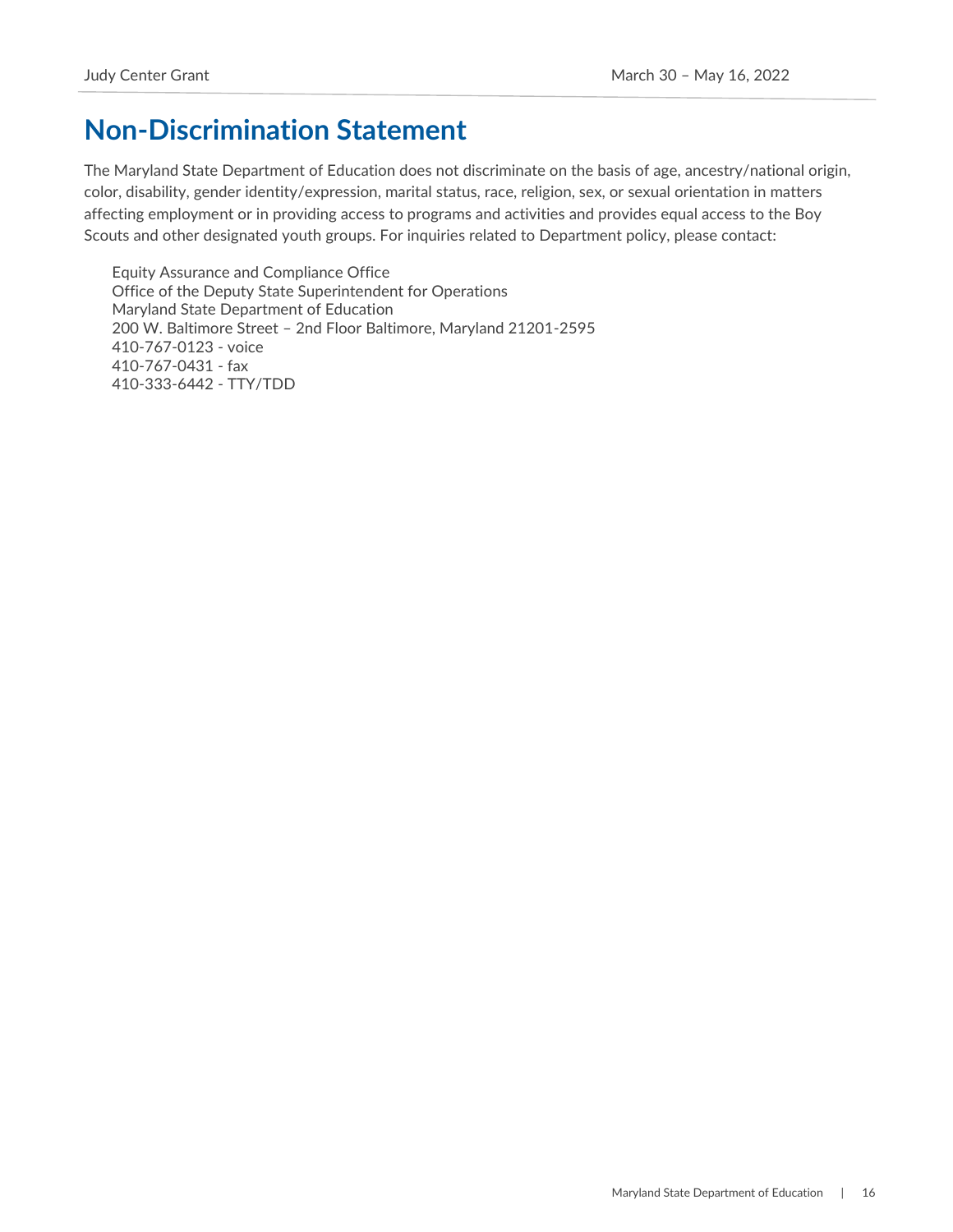# Non-Discrimination Statement

The Maryland State Department of Education does not discriminate on the basis of age, ancestry/national origin, color, disability, gender identity/expression, marital status, race, religion, sex, or sexual orientation in matters affecting employment or in providing access to programs and activities and provides equal access to the Boy Scouts and other designated youth groups. For inquiries related to Department policy, please contact:

Equity Assurance and Compliance Office
Office of the Deputy State Superintendent for Operations
Maryland State Department of Education
200 W. Baltimore Street – 2nd Floor Baltimore, Maryland 21201-2595
410-767-0123 - voice
410-767-0431 - fax
410-333-6442 - TTY/TDD